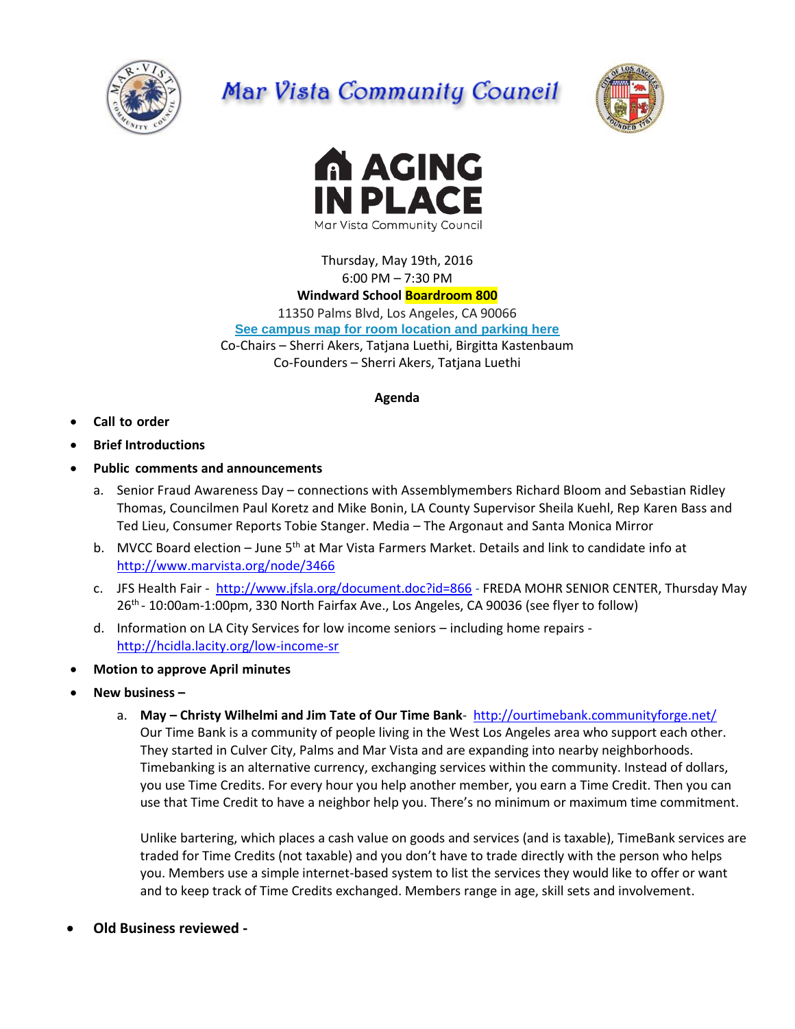# Mar Vista Community Council

## AGING IN PLACE
Mar Vista Community Council

Thursday, May 19th, 2016
6:00 PM – 7:30 PM
**Windward School Boardroom 800**
11350 Palms Blvd, Los Angeles, CA 90066
**See campus map for room location and parking here**
Co-Chairs – Sherri Akers, Tatjana Luethi, Birgitta Kastenbaum
Co-Founders – Sherri Akers, Tatjana Luethi

**Agenda**

- **Call to order**
- **Brief Introductions**
- **Public comments and announcements**
  a. Senior Fraud Awareness Day – connections with Assemblymembers Richard Bloom and Sebastian Ridley Thomas, Councilmen Paul Koretz and Mike Bonin, LA County Supervisor Sheila Kuehl, Rep Karen Bass and Ted Lieu, Consumer Reports Tobie Stanger. Media – The Argonaut and Santa Monica Mirror
  b. MVCC Board election – June 5th at Mar Vista Farmers Market. Details and link to candidate info at http://www.marvista.org/node/3466
  c. JFS Health Fair - http://www.jfsla.org/document.doc?id=866 - FREDA MOHR SENIOR CENTER, Thursday May 26th - 10:00am-1:00pm, 330 North Fairfax Ave., Los Angeles, CA 90036 (see flyer to follow)
  d. Information on LA City Services for low income seniors – including home repairs - http://hcidla.lacity.org/low-income-sr
- **Motion to approve April minutes**
- **New business –**
  a. **May – Christy Wilhelmi and Jim Tate of Our Time Bank**- http://ourtimebank.communityforge.net/
     Our Time Bank is a community of people living in the West Los Angeles area who support each other. They started in Culver City, Palms and Mar Vista and are expanding into nearby neighborhoods. Timebanking is an alternative currency, exchanging services within the community. Instead of dollars, you use Time Credits. For every hour you help another member, you earn a Time Credit. Then you can use that Time Credit to have a neighbor help you. There's no minimum or maximum time commitment.

     Unlike bartering, which places a cash value on goods and services (and is taxable), TimeBank services are traded for Time Credits (not taxable) and you don't have to trade directly with the person who helps you. Members use a simple internet-based system to list the services they would like to offer or want and to keep track of Time Credits exchanged. Members range in age, skill sets and involvement.

- **Old Business reviewed -**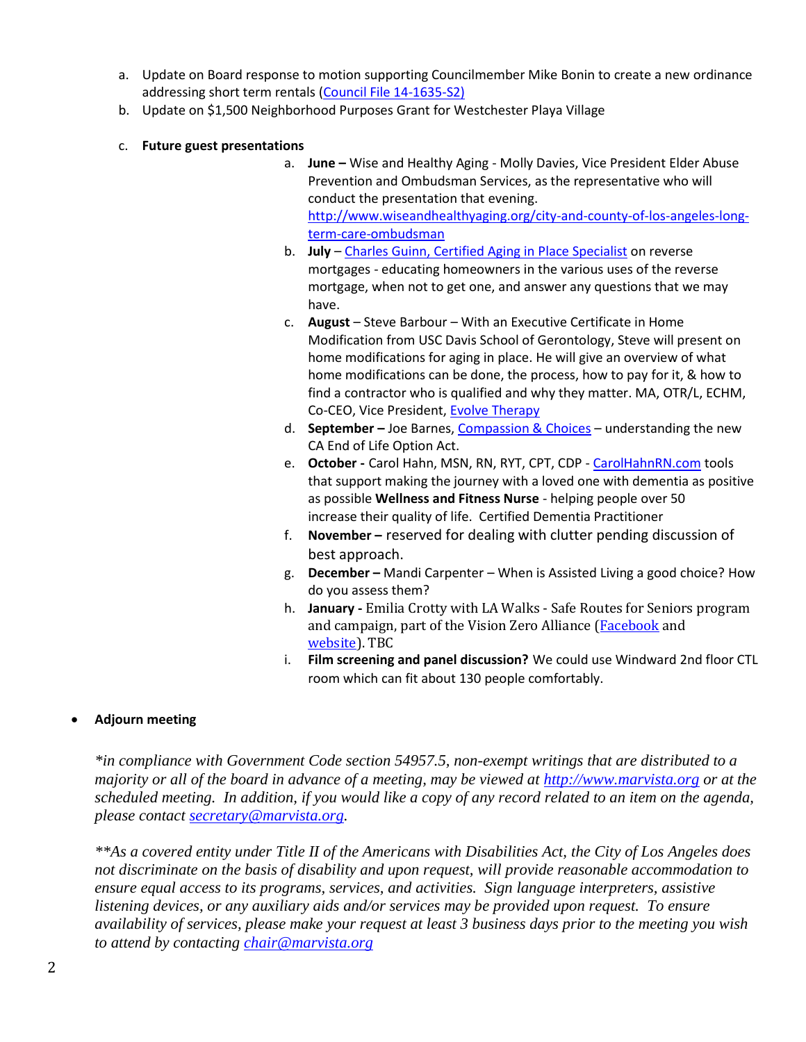a. Update on Board response to motion supporting Councilmember Mike Bonin to create a new ordinance addressing short term rentals (Council File 14-1635-S2)
b. Update on $1,500 Neighborhood Purposes Grant for Westchester Playa Village
c. **Future guest presentations**
    a. **June –** Wise and Healthy Aging - Molly Davies, Vice President Elder Abuse Prevention and Ombudsman Services, as the representative who will conduct the presentation that evening. http://www.wiseandhealthyaging.org/city-and-county-of-los-angeles-long-term-care-ombudsman
    b. **July** – Charles Guinn, Certified Aging in Place Specialist on reverse mortgages - educating homeowners in the various uses of the reverse mortgage, when not to get one, and answer any questions that we may have.
    c. **August** – Steve Barbour – With an Executive Certificate in Home Modification from USC Davis School of Gerontology, Steve will present on home modifications for aging in place. He will give an overview of what home modifications can be done, the process, how to pay for it, & how to find a contractor who is qualified and why they matter. MA, OTR/L, ECHM, Co-CEO, Vice President, Evolve Therapy
    d. **September –** Joe Barnes, Compassion & Choices – understanding the new CA End of Life Option Act.
    e. **October -** Carol Hahn, MSN, RN, RYT, CPT, CDP - CarolHahnRN.com tools that support making the journey with a loved one with dementia as positive as possible **Wellness and Fitness Nurse** - helping people over 50 increase their quality of life. Certified Dementia Practitioner
    f. **November –** reserved for dealing with clutter pending discussion of best approach.
    g. **December –** Mandi Carpenter – When is Assisted Living a good choice? How do you assess them?
    h. **January -** Emilia Crotty with LA Walks - Safe Routes for Seniors program and campaign, part of the Vision Zero Alliance (Facebook and website). TBC
    i. **Film screening and panel discussion?** We could use Windward 2nd floor CTL room which can fit about 130 people comfortably.

- **Adjourn meeting**

*\*in compliance with Government Code section 54957.5, non-exempt writings that are distributed to a majority or all of the board in advance of a meeting, may be viewed at http://www.marvista.org or at the scheduled meeting. In addition, if you would like a copy of any record related to an item on the agenda, please contact secretary@marvista.org.*

*\*\*As a covered entity under Title II of the Americans with Disabilities Act, the City of Los Angeles does not discriminate on the basis of disability and upon request, will provide reasonable accommodation to ensure equal access to its programs, services, and activities. Sign language interpreters, assistive listening devices, or any auxiliary aids and/or services may be provided upon request. To ensure availability of services, please make your request at least 3 business days prior to the meeting you wish to attend by contacting chair@marvista.org*